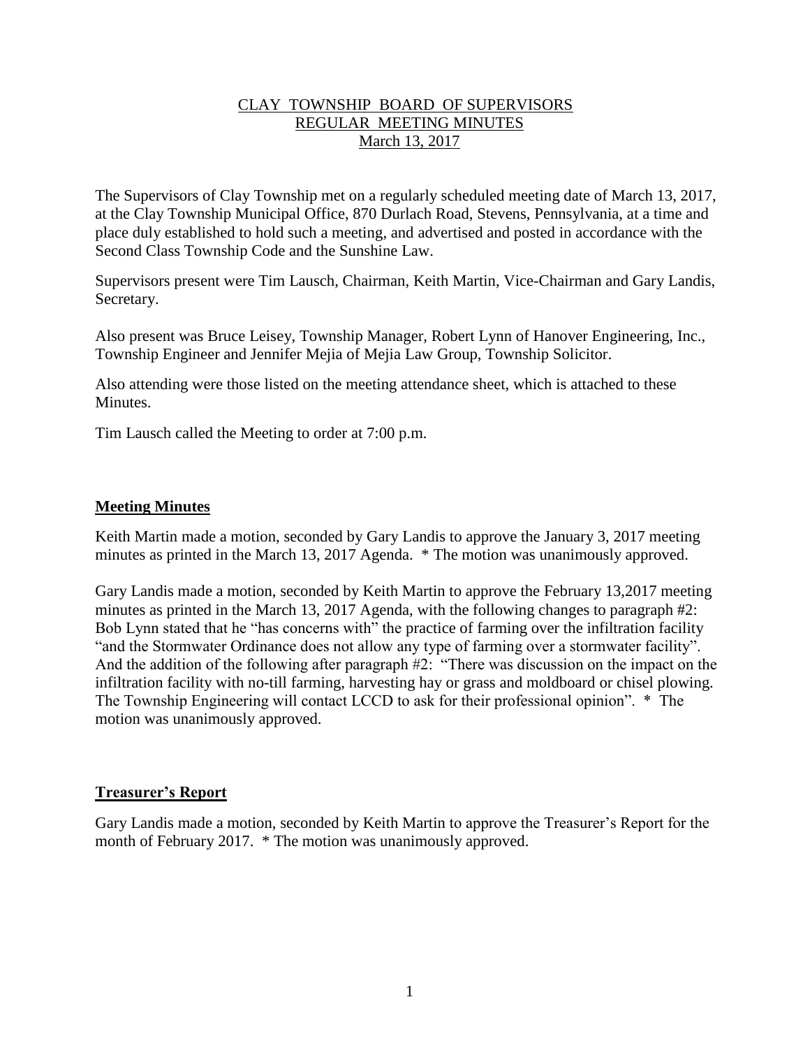# CLAY TOWNSHIP BOARD OF SUPERVISORS
## REGULAR MEETING MINUTES
### March 13, 2017

The Supervisors of Clay Township met on a regularly scheduled meeting date of March 13, 2017, at the Clay Township Municipal Office, 870 Durlach Road, Stevens, Pennsylvania, at a time and place duly established to hold such a meeting, and advertised and posted in accordance with the Second Class Township Code and the Sunshine Law.

Supervisors present were Tim Lausch, Chairman, Keith Martin, Vice-Chairman and Gary Landis, Secretary.

Also present was Bruce Leisey, Township Manager, Robert Lynn of Hanover Engineering, Inc., Township Engineer and Jennifer Mejia of Mejia Law Group, Township Solicitor.

Also attending were those listed on the meeting attendance sheet, which is attached to these Minutes.

Tim Lausch called the Meeting to order at 7:00 p.m.

## Meeting Minutes

Keith Martin made a motion, seconded by Gary Landis to approve the January 3, 2017 meeting minutes as printed in the March 13, 2017 Agenda. * The motion was unanimously approved.

Gary Landis made a motion, seconded by Keith Martin to approve the February 13,2017 meeting minutes as printed in the March 13, 2017 Agenda, with the following changes to paragraph #2: Bob Lynn stated that he "has concerns with" the practice of farming over the infiltration facility "and the Stormwater Ordinance does not allow any type of farming over a stormwater facility". And the addition of the following after paragraph #2: "There was discussion on the impact on the infiltration facility with no-till farming, harvesting hay or grass and moldboard or chisel plowing. The Township Engineering will contact LCCD to ask for their professional opinion". * The motion was unanimously approved.

## Treasurer's Report

Gary Landis made a motion, seconded by Keith Martin to approve the Treasurer's Report for the month of February 2017. * The motion was unanimously approved.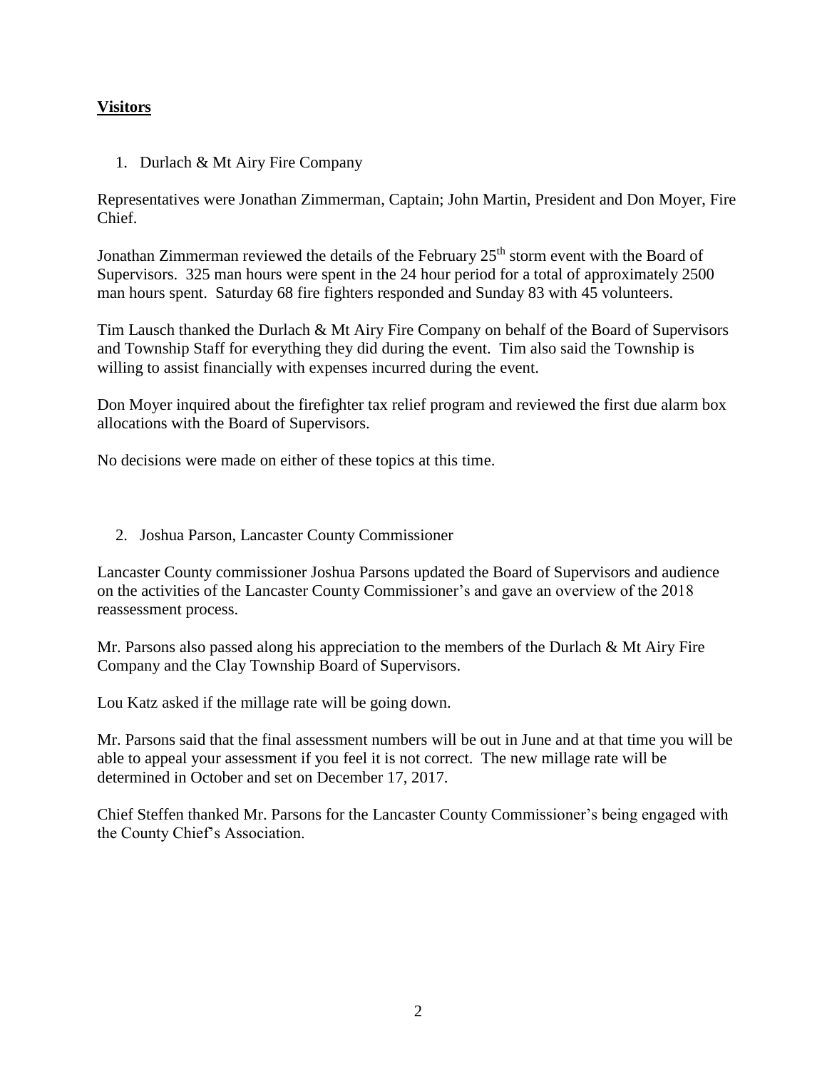**Visitors**

1. Durlach & Mt Airy Fire Company

Representatives were Jonathan Zimmerman, Captain; John Martin, President and Don Moyer, Fire Chief.

Jonathan Zimmerman reviewed the details of the February 25th storm event with the Board of Supervisors. 325 man hours were spent in the 24 hour period for a total of approximately 2500 man hours spent. Saturday 68 fire fighters responded and Sunday 83 with 45 volunteers.

Tim Lausch thanked the Durlach & Mt Airy Fire Company on behalf of the Board of Supervisors and Township Staff for everything they did during the event. Tim also said the Township is willing to assist financially with expenses incurred during the event.

Don Moyer inquired about the firefighter tax relief program and reviewed the first due alarm box allocations with the Board of Supervisors.

No decisions were made on either of these topics at this time.

2. Joshua Parson, Lancaster County Commissioner

Lancaster County commissioner Joshua Parsons updated the Board of Supervisors and audience on the activities of the Lancaster County Commissioner's and gave an overview of the 2018 reassessment process.

Mr. Parsons also passed along his appreciation to the members of the Durlach & Mt Airy Fire Company and the Clay Township Board of Supervisors.

Lou Katz asked if the millage rate will be going down.

Mr. Parsons said that the final assessment numbers will be out in June and at that time you will be able to appeal your assessment if you feel it is not correct. The new millage rate will be determined in October and set on December 17, 2017.

Chief Steffen thanked Mr. Parsons for the Lancaster County Commissioner's being engaged with the County Chief's Association.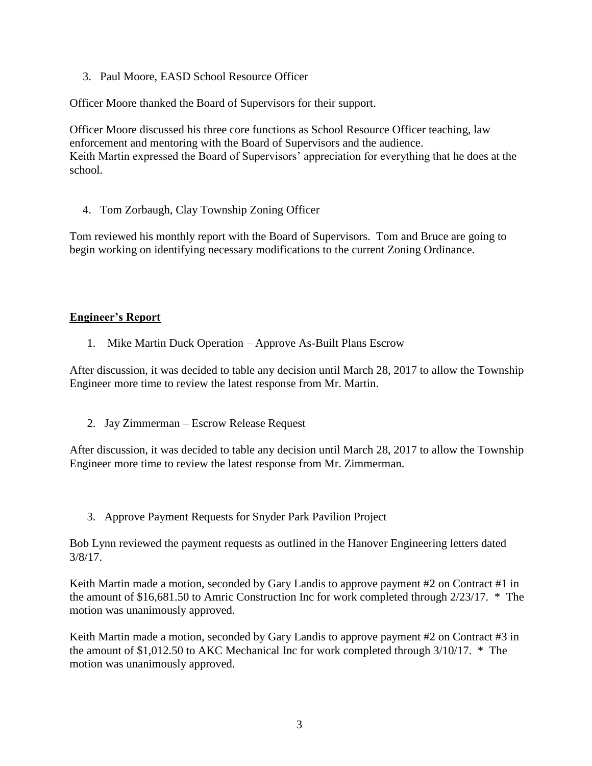3. Paul Moore, EASD School Resource Officer

Officer Moore thanked the Board of Supervisors for their support.

Officer Moore discussed his three core functions as School Resource Officer teaching, law enforcement and mentoring with the Board of Supervisors and the audience.
Keith Martin expressed the Board of Supervisors' appreciation for everything that he does at the school.

4. Tom Zorbaugh, Clay Township Zoning Officer

Tom reviewed his monthly report with the Board of Supervisors. Tom and Bruce are going to begin working on identifying necessary modifications to the current Zoning Ordinance.

## **Engineer's Report**

1. Mike Martin Duck Operation – Approve As-Built Plans Escrow

After discussion, it was decided to table any decision until March 28, 2017 to allow the Township Engineer more time to review the latest response from Mr. Martin.

2. Jay Zimmerman – Escrow Release Request

After discussion, it was decided to table any decision until March 28, 2017 to allow the Township Engineer more time to review the latest response from Mr. Zimmerman.

3. Approve Payment Requests for Snyder Park Pavilion Project

Bob Lynn reviewed the payment requests as outlined in the Hanover Engineering letters dated 3/8/17.

Keith Martin made a motion, seconded by Gary Landis to approve payment #2 on Contract #1 in the amount of $16,681.50 to Amric Construction Inc for work completed through 2/23/17. * The motion was unanimously approved.

Keith Martin made a motion, seconded by Gary Landis to approve payment #2 on Contract #3 in the amount of $1,012.50 to AKC Mechanical Inc for work completed through 3/10/17. * The motion was unanimously approved.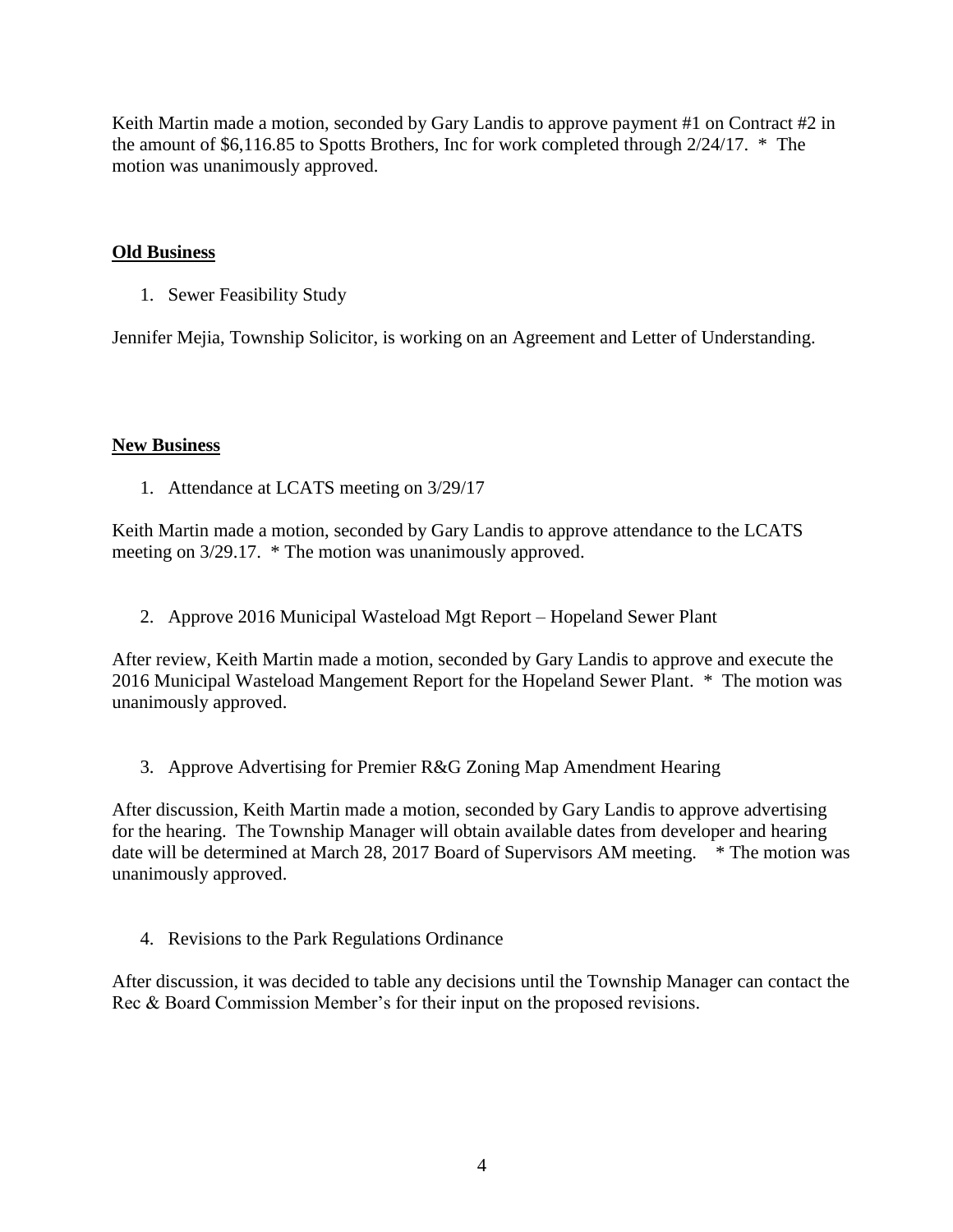Keith Martin made a motion, seconded by Gary Landis to approve payment #1 on Contract #2 in the amount of $6,116.85 to Spotts Brothers, Inc for work completed through 2/24/17.  *  The motion was unanimously approved.

**Old Business**

1. Sewer Feasibility Study

Jennifer Mejia, Township Solicitor, is working on an Agreement and Letter of Understanding.

**New Business**

1. Attendance at LCATS meeting on 3/29/17

Keith Martin made a motion, seconded by Gary Landis to approve attendance to the LCATS meeting on 3/29.17.  * The motion was unanimously approved.

2. Approve 2016 Municipal Wasteload Mgt Report – Hopeland Sewer Plant

After review, Keith Martin made a motion, seconded by Gary Landis to approve and execute the 2016 Municipal Wasteload Mangement Report for the Hopeland Sewer Plant.  *  The motion was unanimously approved.

3. Approve Advertising for Premier R&G Zoning Map Amendment Hearing

After discussion, Keith Martin made a motion, seconded by Gary Landis to approve advertising for the hearing.  The Township Manager will obtain available dates from developer and hearing date will be determined at March 28, 2017 Board of Supervisors AM meeting.    * The motion was unanimously approved.

4. Revisions to the Park Regulations Ordinance

After discussion, it was decided to table any decisions until the Township Manager can contact the Rec & Board Commission Member's for their input on the proposed revisions.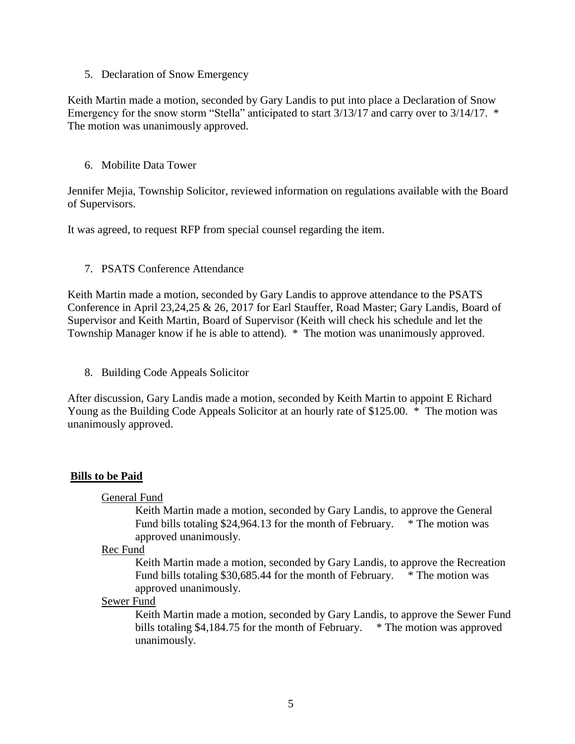5. Declaration of Snow Emergency

Keith Martin made a motion, seconded by Gary Landis to put into place a Declaration of Snow Emergency for the snow storm "Stella" anticipated to start 3/13/17 and carry over to 3/14/17. * The motion was unanimously approved.

6. Mobilite Data Tower

Jennifer Mejia, Township Solicitor, reviewed information on regulations available with the Board of Supervisors.

It was agreed, to request RFP from special counsel regarding the item.

7. PSATS Conference Attendance

Keith Martin made a motion, seconded by Gary Landis to approve attendance to the PSATS Conference in April 23,24,25 & 26, 2017 for Earl Stauffer, Road Master; Gary Landis, Board of Supervisor and Keith Martin, Board of Supervisor (Keith will check his schedule and let the Township Manager know if he is able to attend). * The motion was unanimously approved.

8. Building Code Appeals Solicitor

After discussion, Gary Landis made a motion, seconded by Keith Martin to appoint E Richard Young as the Building Code Appeals Solicitor at an hourly rate of $125.00. * The motion was unanimously approved.

## **Bills to be Paid**

General Fund

Keith Martin made a motion, seconded by Gary Landis, to approve the General Fund bills totaling $24,964.13 for the month of February. * The motion was approved unanimously.

Rec Fund

Keith Martin made a motion, seconded by Gary Landis, to approve the Recreation Fund bills totaling $30,685.44 for the month of February. * The motion was approved unanimously.

Sewer Fund

Keith Martin made a motion, seconded by Gary Landis, to approve the Sewer Fund bills totaling $4,184.75 for the month of February. * The motion was approved unanimously.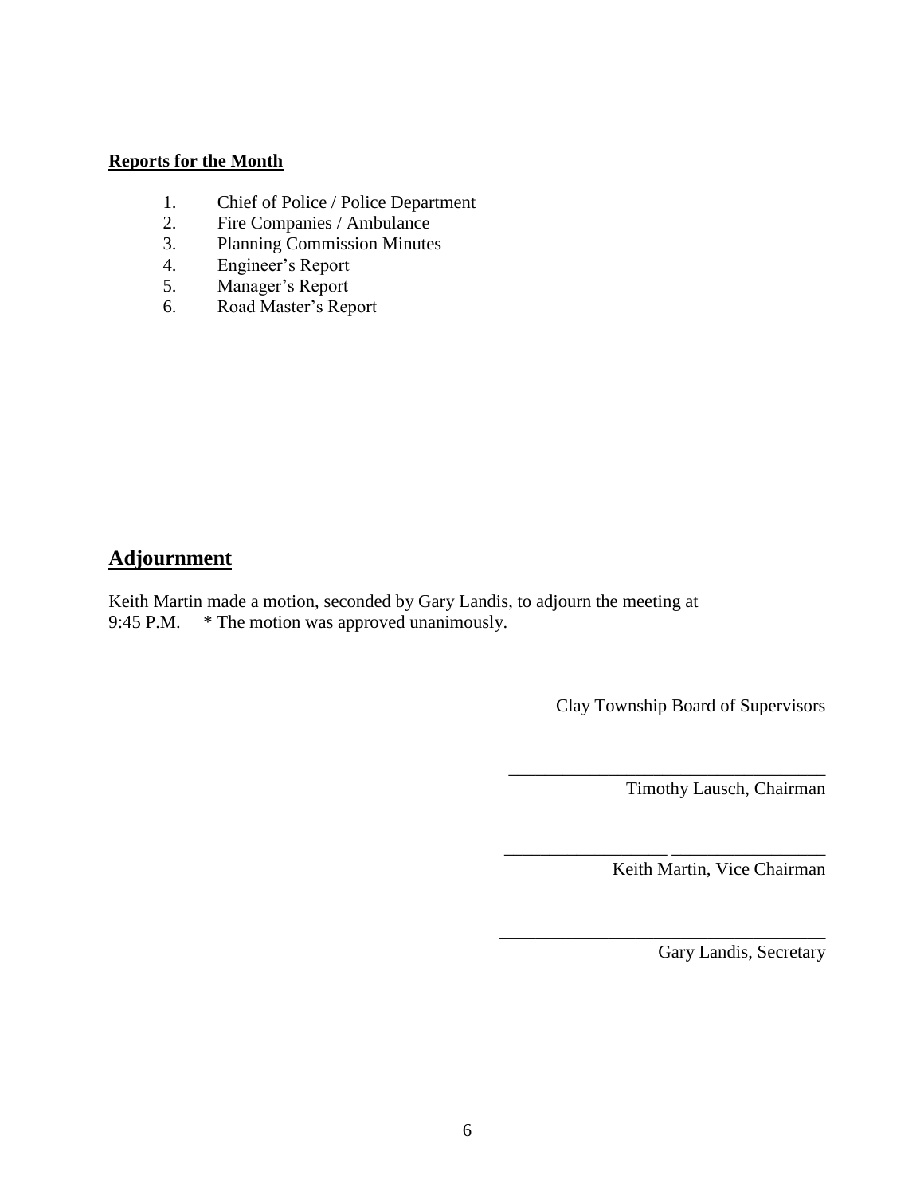**Reports for the Month**

1. Chief of Police / Police Department
2. Fire Companies / Ambulance
3. Planning Commission Minutes
4. Engineer's Report
5. Manager's Report
6. Road Master's Report

## Adjournment

Keith Martin made a motion, seconded by Gary Landis, to adjourn the meeting at 9:45 P.M. * The motion was approved unanimously.

Clay Township Board of Supervisors

\_\_\_\_\_\_\_\_\_\_\_\_\_\_\_\_\_\_\_\_\_\_\_\_\_\_\_\_\_\_\_\_\_\_\_
Timothy Lausch, Chairman

\_\_\_\_\_\_\_\_\_\_\_\_\_\_\_\_\_\_\_\_\_\_\_\_\_\_\_\_\_\_\_\_\_\_\_
Keith Martin, Vice Chairman

\_\_\_\_\_\_\_\_\_\_\_\_\_\_\_\_\_\_\_\_\_\_\_\_\_\_\_\_\_\_\_\_\_\_\_
Gary Landis, Secretary